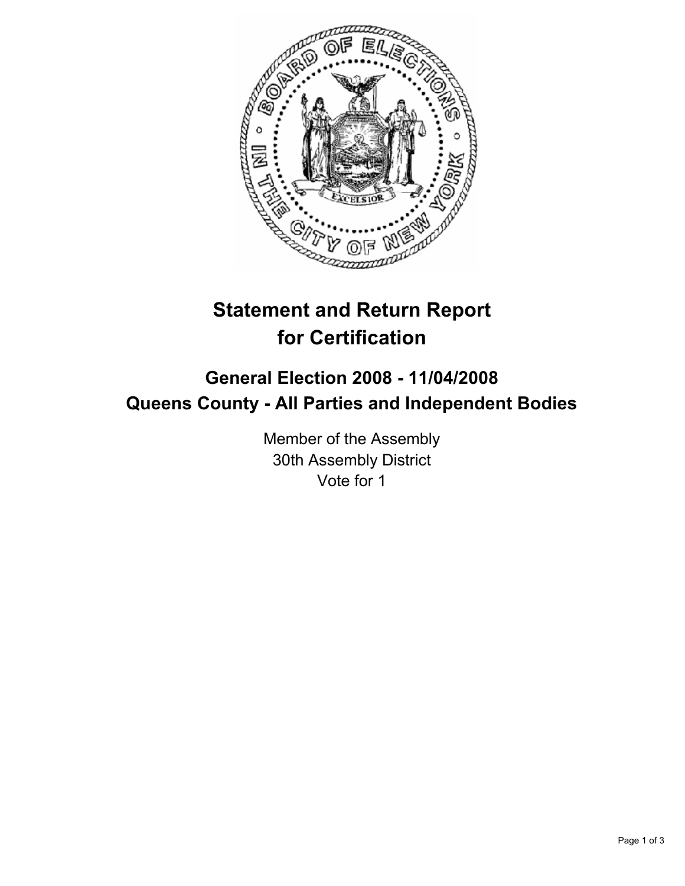# Statement and Return Report for Certification

## General Election 2008 - 11/04/2008
## Queens County - All Parties and Independent Bodies

Member of the Assembly
30th Assembly District
Vote for 1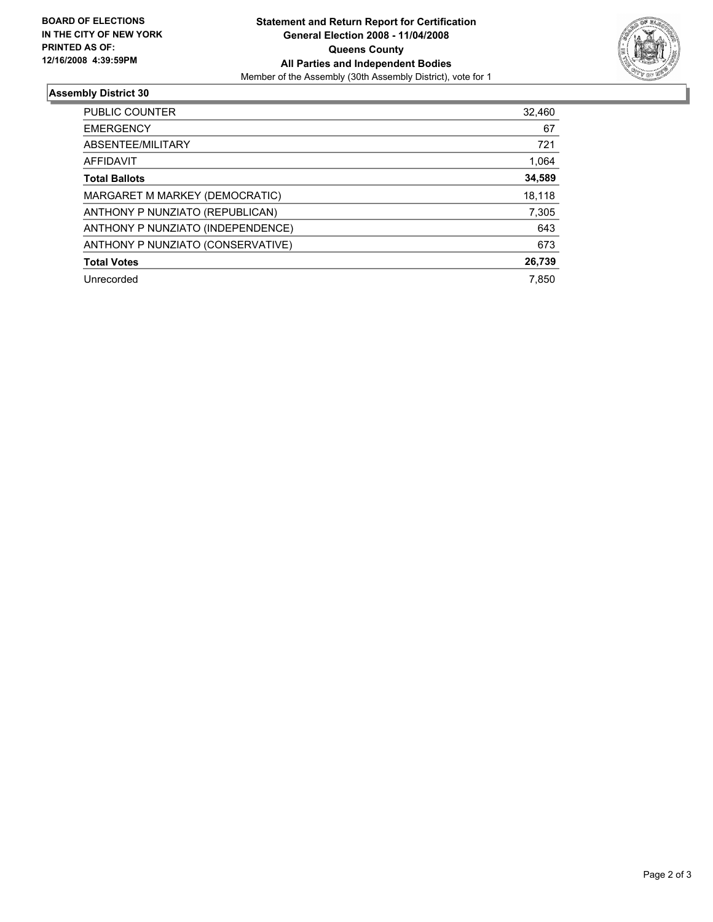BOARD OF ELECTIONS
IN THE CITY OF NEW YORK
PRINTED AS OF:
12/16/2008 4:39:59PM

**Statement and Return Report for Certification**
**General Election 2008 - 11/04/2008**
**Queens County**
**All Parties and Independent Bodies**
Member of the Assembly (30th Assembly District), vote for 1

## Assembly District 30

| | |
|---|---|
| PUBLIC COUNTER | 32,460 |
| EMERGENCY | 67 |
| ABSENTEE/MILITARY | 721 |
| AFFIDAVIT | 1,064 |
| **Total Ballots** | **34,589** |
| MARGARET M MARKEY (DEMOCRATIC) | 18,118 |
| ANTHONY P NUNZIATO (REPUBLICAN) | 7,305 |
| ANTHONY P NUNZIATO (INDEPENDENCE) | 643 |
| ANTHONY P NUNZIATO (CONSERVATIVE) | 673 |
| **Total Votes** | **26,739** |
| Unrecorded | 7,850 |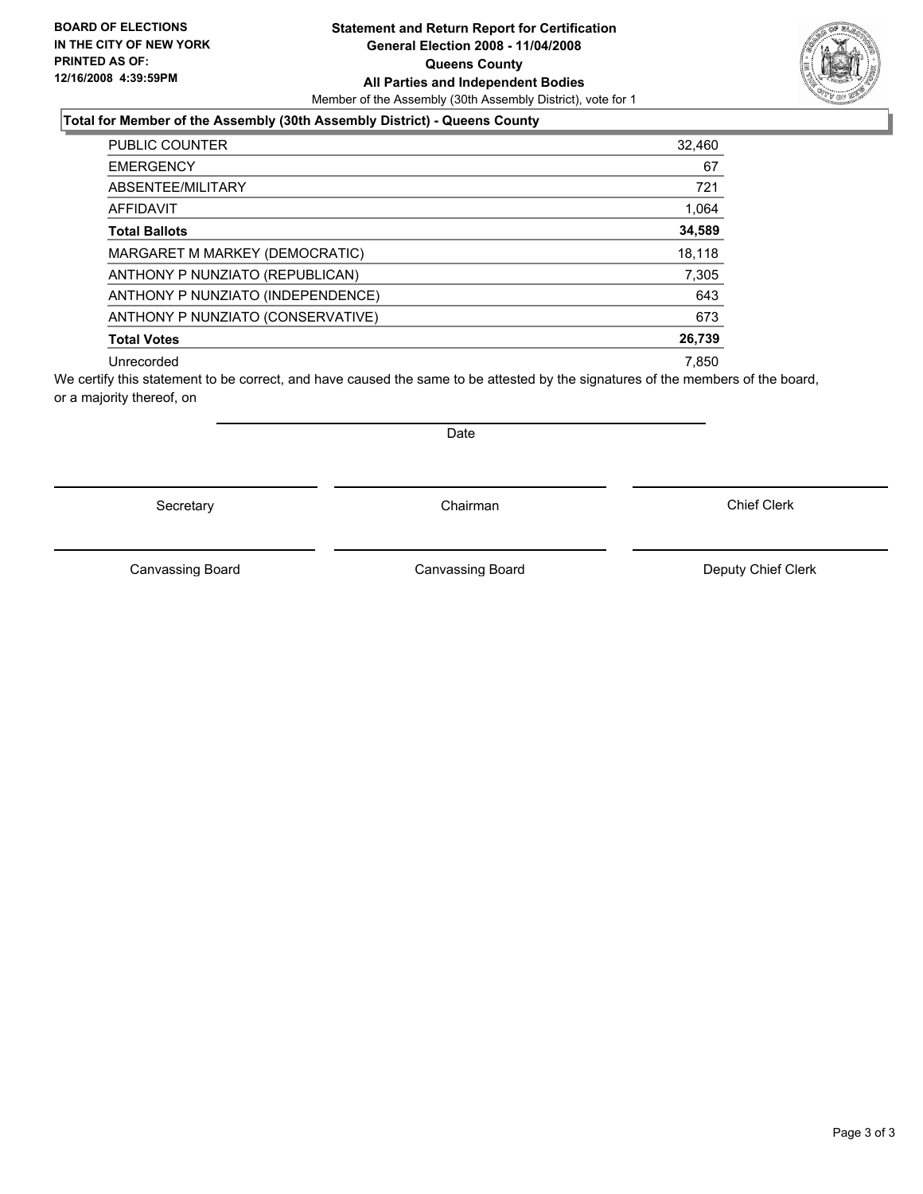**BOARD OF ELECTIONS IN THE CITY OF NEW YORK PRINTED AS OF: 12/16/2008 4:39:59PM**

# Statement and Return Report for Certification
## General Election 2008 - 11/04/2008
## Queens County
## All Parties and Independent Bodies

Member of the Assembly (30th Assembly District), vote for 1

**Total for Member of the Assembly (30th Assembly District) - Queens County**

| | |
|---|---|
| PUBLIC COUNTER | 32,460 |
| EMERGENCY | 67 |
| ABSENTEE/MILITARY | 721 |
| AFFIDAVIT | 1,064 |
| **Total Ballots** | **34,589** |
| MARGARET M MARKEY (DEMOCRATIC) | 18,118 |
| ANTHONY P NUNZIATO (REPUBLICAN) | 7,305 |
| ANTHONY P NUNZIATO (INDEPENDENCE) | 643 |
| ANTHONY P NUNZIATO (CONSERVATIVE) | 673 |
| **Total Votes** | **26,739** |
| Unrecorded | 7,850 |

We certify this statement to be correct, and have caused the same to be attested by the signatures of the members of the board, or a majority thereof, on

Date

| | | |
|---|---|---|
| Secretary | Chairman | Chief Clerk |
| Canvassing Board | Canvassing Board | Deputy Chief Clerk |